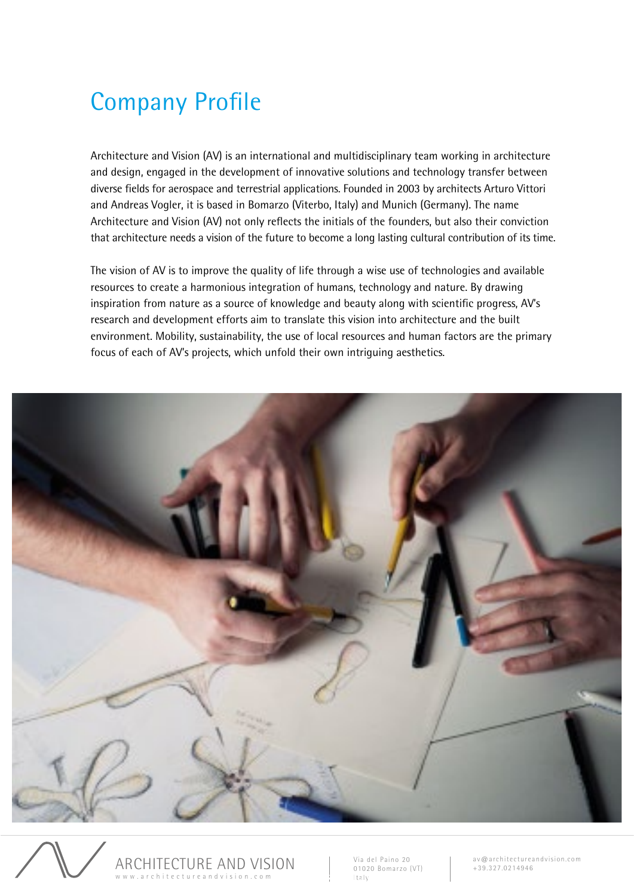# Company Profile

Architecture and Vision (AV) is an international and multidisciplinary team working in architecture and design, engaged in the development of innovative solutions and technology transfer between diverse fields for aerospace and terrestrial applications. Founded in 2003 by architects Arturo Vittori and Andreas Vogler, it is based in Bomarzo (Viterbo, Italy) and Munich (Germany). The name Architecture and Vision (AV) not only reflects the initials of the founders, but also their conviction that architecture needs a vision of the future to become a long lasting cultural contribution of its time.

The vision of AV is to improve the quality of life through a wise use of technologies and available resources to create a harmonious integration of humans, technology and nature. By drawing inspiration from nature as a source of knowledge and beauty along with scientific progress, AV's research and development efforts aim to translate this vision into architecture and the built environment. Mobility, sustainability, the use of local resources and human factors are the primary focus of each of AV's projects, which unfold their own intriguing aesthetics.

ARCHITECTURE AND VISION
www.architectureandvision.com

Via del Paino 20
01020 Bomarzo (VT)
Italy

av@architectureandvision.com
+39.327.0214946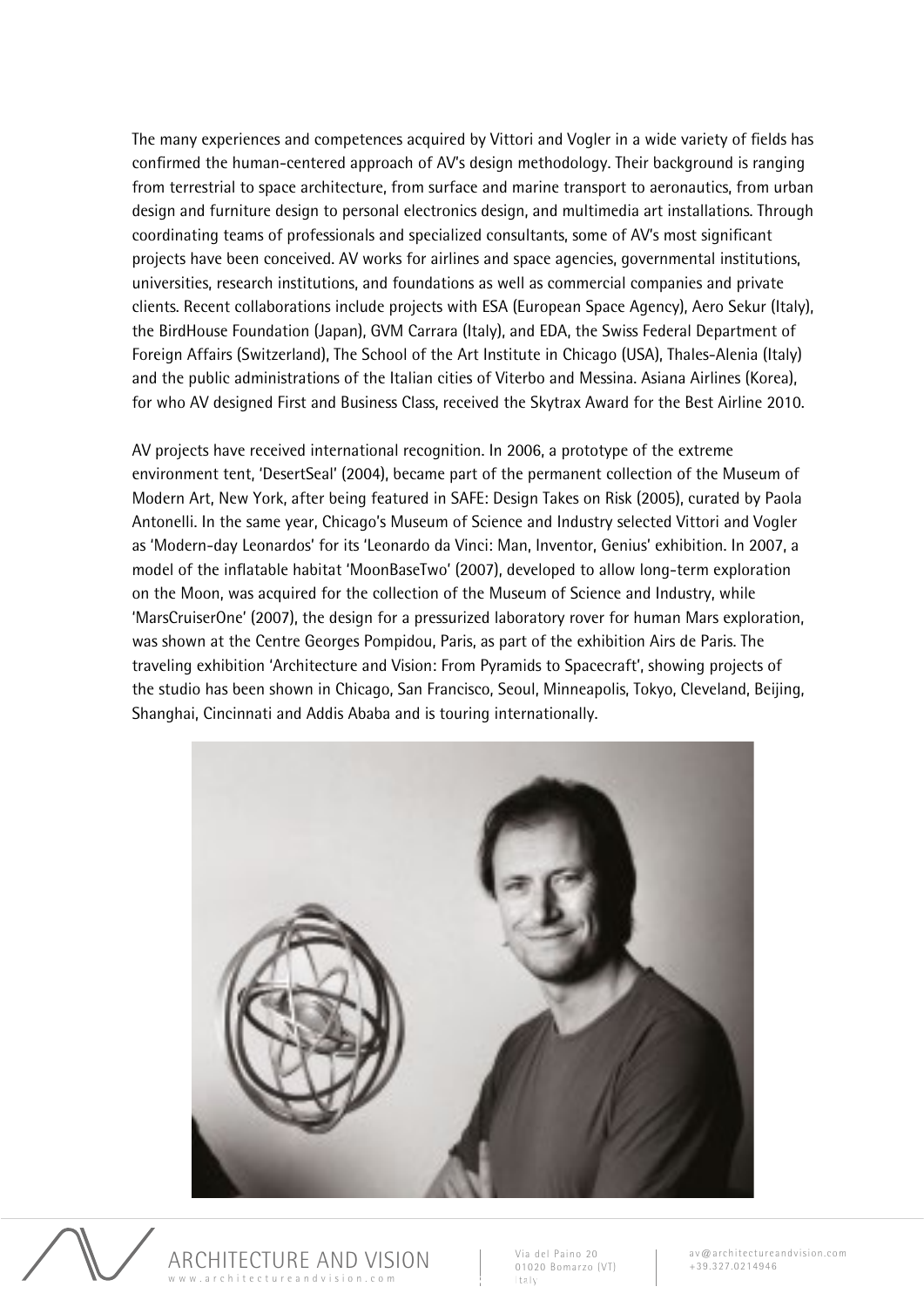The many experiences and competences acquired by Vittori and Vogler in a wide variety of fields has confirmed the human-centered approach of AV's design methodology. Their background is ranging from terrestrial to space architecture, from surface and marine transport to aeronautics, from urban design and furniture design to personal electronics design, and multimedia art installations. Through coordinating teams of professionals and specialized consultants, some of AV's most significant projects have been conceived. AV works for airlines and space agencies, governmental institutions, universities, research institutions, and foundations as well as commercial companies and private clients. Recent collaborations include projects with ESA (European Space Agency), Aero Sekur (Italy), the BirdHouse Foundation (Japan), GVM Carrara (Italy), and EDA, the Swiss Federal Department of Foreign Affairs (Switzerland), The School of the Art Institute in Chicago (USA), Thales-Alenia (Italy) and the public administrations of the Italian cities of Viterbo and Messina. Asiana Airlines (Korea), for who AV designed First and Business Class, received the Skytrax Award for the Best Airline 2010.

AV projects have received international recognition. In 2006, a prototype of the extreme environment tent, 'DesertSeal' (2004), became part of the permanent collection of the Museum of Modern Art, New York, after being featured in SAFE: Design Takes on Risk (2005), curated by Paola Antonelli. In the same year, Chicago's Museum of Science and Industry selected Vittori and Vogler as 'Modern-day Leonardos' for its 'Leonardo da Vinci: Man, Inventor, Genius' exhibition. In 2007, a model of the inflatable habitat 'MoonBaseTwo' (2007), developed to allow long-term exploration on the Moon, was acquired for the collection of the Museum of Science and Industry, while 'MarsCruiserOne' (2007), the design for a pressurized laboratory rover for human Mars exploration, was shown at the Centre Georges Pompidou, Paris, as part of the exhibition Airs de Paris. The traveling exhibition 'Architecture and Vision: From Pyramids to Spacecraft', showing projects of the studio has been shown in Chicago, San Francisco, Seoul, Minneapolis, Tokyo, Cleveland, Beijing, Shanghai, Cincinnati and Addis Ababa and is touring internationally.